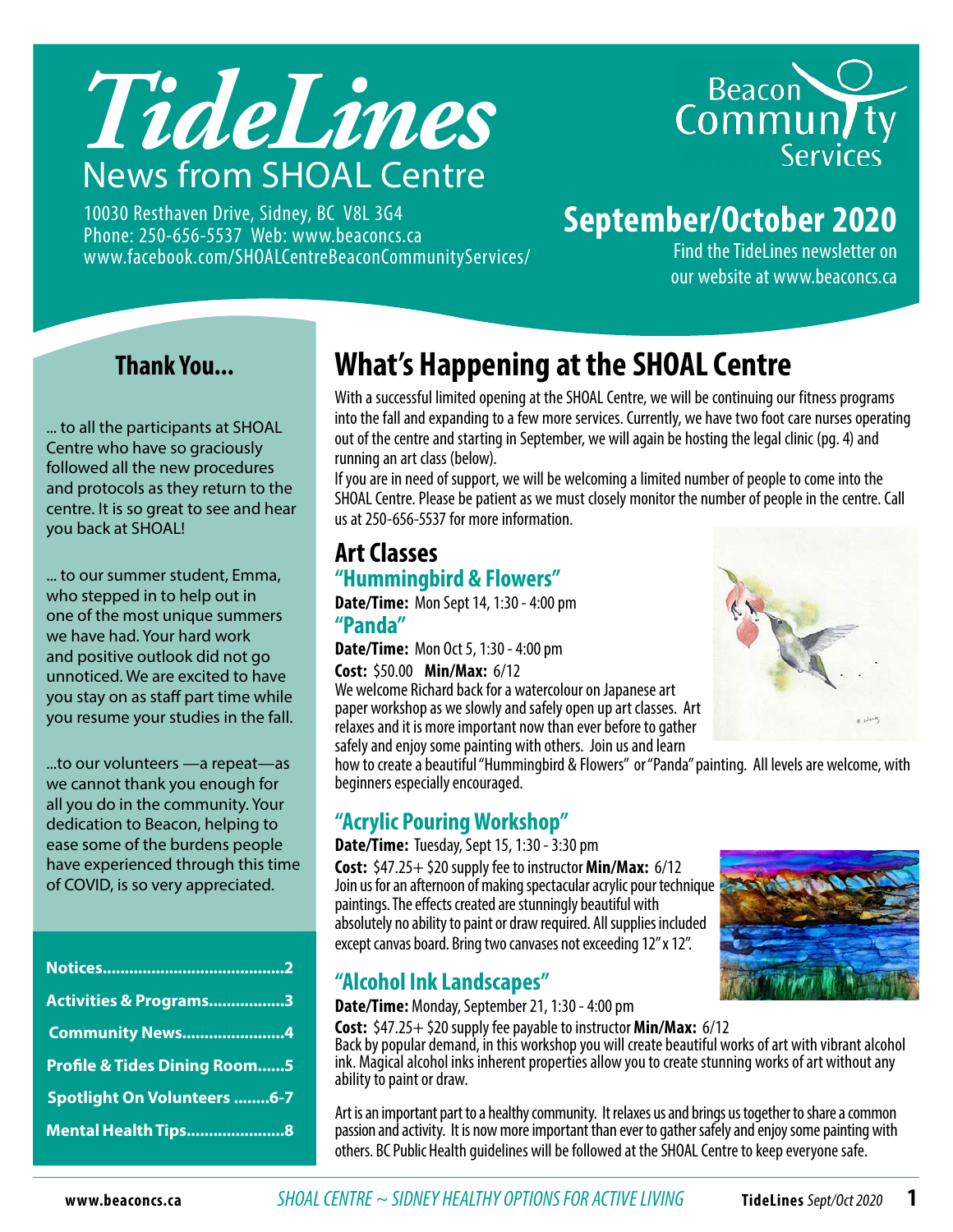# TideLines

## News from SHOAL Centre

10030 Resthaven Drive, Sidney, BC V8L 3G4
Phone: 250-656-5537 Web: www.beaconcs.ca
www.facebook.com/SHOALCentreBeaconCommunityServices/

Beacon Community Services

## September/October 2020

Find the TideLines newsletter on our website at www.beaconcs.ca

## Thank You...

... to all the participants at SHOAL Centre who have so graciously followed all the new procedures and protocols as they return to the centre. It is so great to see and hear you back at SHOAL!

... to our summer student, Emma, who stepped in to help out in one of the most unique summers we have had. Your hard work and positive outlook did not go unnoticed. We are excited to have you stay on as staff part time while you resume your studies in the fall.

...to our volunteers —a repeat—as we cannot thank you enough for all you do in the community. Your dedication to Beacon, helping to ease some of the burdens people have experienced through this time of COVID, is so very appreciated.

- **Notices.........................................2**
- **Activities & Programs.................3**
- **Community News.......................4**
- **Profile & Tides Dining Room......5**
- **Spotlight On Volunteers ........6-7**
- **Mental Health Tips......................8**

# What's Happening at the SHOAL Centre

With a successful limited opening at the SHOAL Centre, we will be continuing our fitness programs into the fall and expanding to a few more services. Currently, we have two foot care nurses operating out of the centre and starting in September, we will again be hosting the legal clinic (pg. 4) and running an art class (below).

If you are in need of support, we will be welcoming a limited number of people to come into the SHOAL Centre. Please be patient as we must closely monitor the number of people in the centre. Call us at 250-656-5537 for more information.

## Art Classes

### "Hummingbird & Flowers"

**Date/Time:** Mon Sept 14, 1:30 - 4:00 pm

### "Panda"

**Date/Time:** Mon Oct 5, 1:30 - 4:00 pm

**Cost:** $50.00 **Min/Max:** 6/12

We welcome Richard back for a watercolour on Japanese art paper workshop as we slowly and safely open up art classes. Art relaxes and it is more important now than ever before to gather safely and enjoy some painting with others. Join us and learn how to create a beautiful "Hummingbird & Flowers" or "Panda" painting. All levels are welcome, with beginners especially encouraged.

### "Acrylic Pouring Workshop"

**Date/Time:** Tuesday, Sept 15, 1:30 - 3:30 pm

**Cost:** $47.25+ $20 supply fee to instructor **Min/Max:** 6/12

Join us for an afternoon of making spectacular acrylic pour technique paintings. The effects created are stunningly beautiful with absolutely no ability to paint or draw required. All supplies included except canvas board. Bring two canvases not exceeding 12" x 12".

### "Alcohol Ink Landscapes"

**Date/Time:** Monday, September 21, 1:30 - 4:00 pm

**Cost:** $47.25+ $20 supply fee payable to instructor **Min/Max:** 6/12

Back by popular demand, in this workshop you will create beautiful works of art with vibrant alcohol ink. Magical alcohol inks inherent properties allow you to create stunning works of art without any ability to paint or draw.

Art is an important part to a healthy community. It relaxes us and brings us together to share a common passion and activity. It is now more important than ever to gather safely and enjoy some painting with others. BC Public Health guidelines will be followed at the SHOAL Centre to keep everyone safe.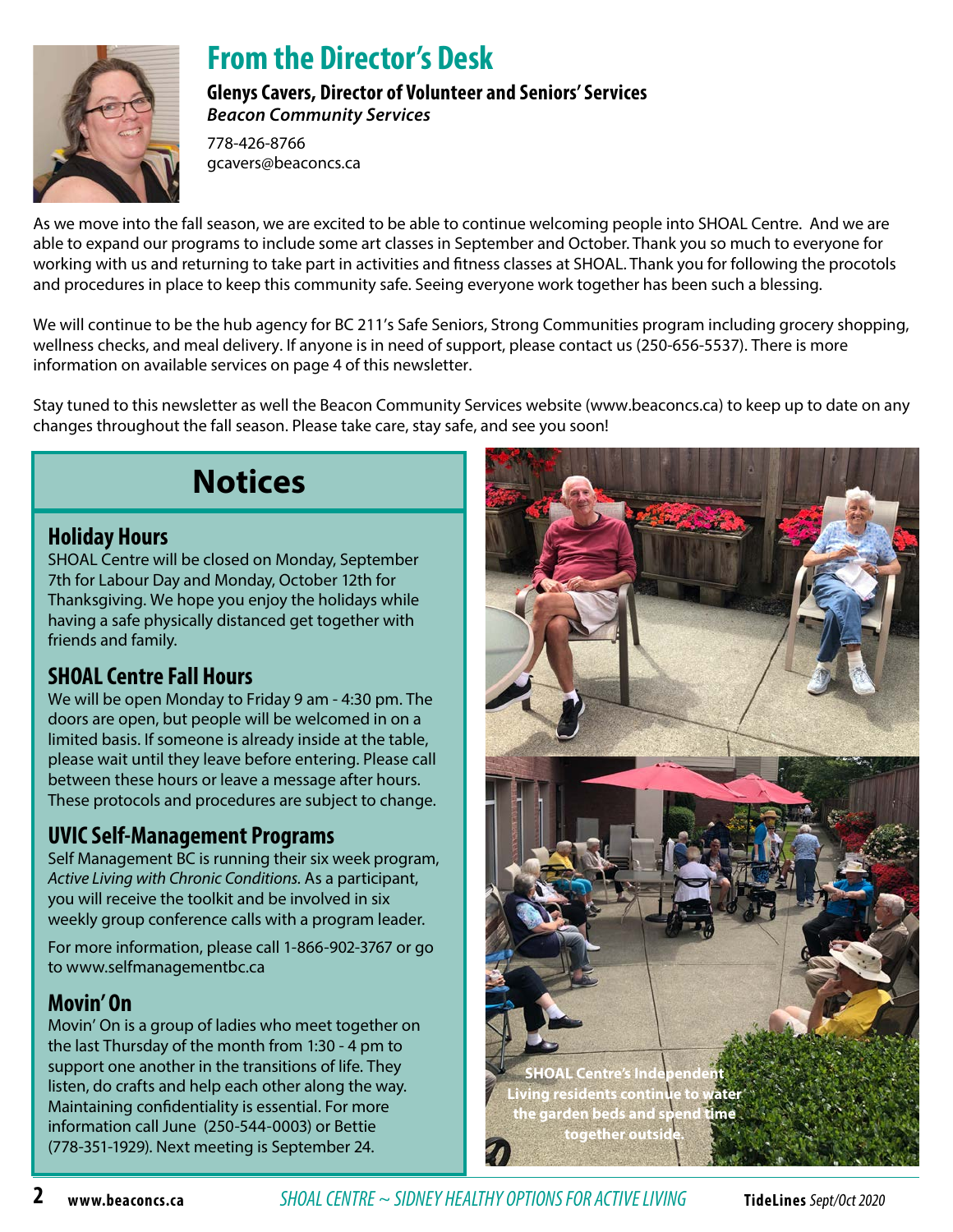# From the Director's Desk

**Glenys Cavers, Director of Volunteer and Seniors' Services**
***Beacon Community Services***

778-426-8766
gcavers@beaconcs.ca

As we move into the fall season, we are excited to be able to continue welcoming people into SHOAL Centre. And we are able to expand our programs to include some art classes in September and October. Thank you so much to everyone for working with us and returning to take part in activities and fitness classes at SHOAL. Thank you for following the procotols and procedures in place to keep this community safe. Seeing everyone work together has been such a blessing.

We will continue to be the hub agency for BC 211's Safe Seniors, Strong Communities program including grocery shopping, wellness checks, and meal delivery. If anyone is in need of support, please contact us (250-656-5537). There is more information on available services on page 4 of this newsletter.

Stay tuned to this newsletter as well the Beacon Community Services website (www.beaconcs.ca) to keep up to date on any changes throughout the fall season. Please take care, stay safe, and see you soon!

## Notices

### Holiday Hours

SHOAL Centre will be closed on Monday, September 7th for Labour Day and Monday, October 12th for Thanksgiving. We hope you enjoy the holidays while having a safe physically distanced get together with friends and family.

### SHOAL Centre Fall Hours

We will be open Monday to Friday 9 am - 4:30 pm. The doors are open, but people will be welcomed in on a limited basis. If someone is already inside at the table, please wait until they leave before entering. Please call between these hours or leave a message after hours. These protocols and procedures are subject to change.

### UVIC Self-Management Programs

Self Management BC is running their six week program, *Active Living with Chronic Conditions.* As a participant, you will receive the toolkit and be involved in six weekly group conference calls with a program leader.

For more information, please call 1-866-902-3767 or go to www.selfmanagementbc.ca

### Movin' On

Movin' On is a group of ladies who meet together on the last Thursday of the month from 1:30 - 4 pm to support one another in the transitions of life. They listen, do crafts and help each other along the way. Maintaining confidentiality is essential. For more information call June (250-544-0003) or Bettie (778-351-1929). Next meeting is September 24.

SHOAL Centre's Independent Living residents continue to water the garden beds and spend time together outside.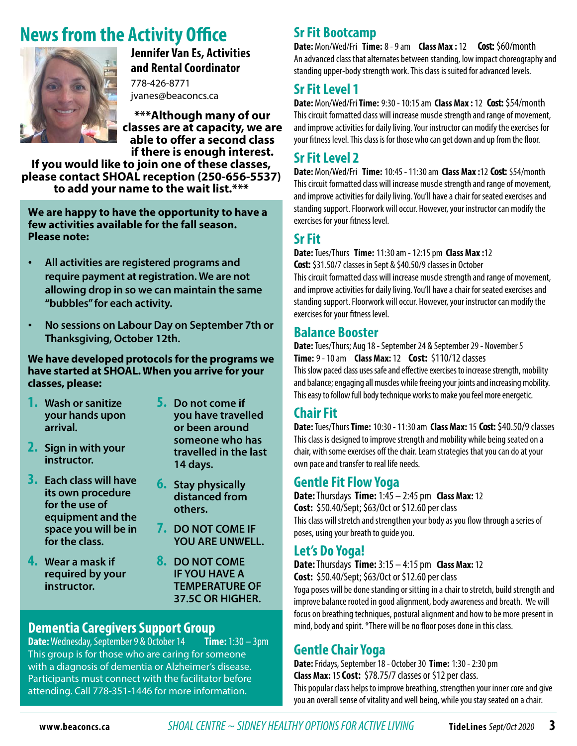# News from the Activity Office

**Jennifer Van Es, Activities and Rental Coordinator**
778-426-8771
jvanes@beaconcs.ca

**\*\*\*Although many of our classes are at capacity, we are able to offer a second class if there is enough interest. If you would like to join one of these classes, please contact SHOAL reception (250-656-5537) to add your name to the wait list.\*\*\***

**We are happy to have the opportunity to have a few activities available for the fall season. Please note:**

- **All activities are registered programs and require payment at registration. We are not allowing drop in so we can maintain the same "bubbles" for each activity.**
- **No sessions on Labour Day on September 7th or Thanksgiving, October 12th.**

**We have developed protocols for the programs we have started at SHOAL. When you arrive for your classes, please:**

1. **Wash or sanitize your hands upon arrival.**
2. **Sign in with your instructor.**
3. **Each class will have its own procedure for the use of equipment and the space you will be in for the class.**
4. **Wear a mask if required by your instructor.**
5. **Do not come if you have travelled or been around someone who has travelled in the last 14 days.**
6. **Stay physically distanced from others.**
7. **DO NOT COME IF YOU ARE UNWELL.**
8. **DO NOT COME IF YOU HAVE A TEMPERATURE OF 37.5C OR HIGHER.**

## Dementia Caregivers Support Group

**Date:** Wednesday, September 9 & October 14 **Time:** 1:30 – 3pm
This group is for those who are caring for someone with a diagnosis of dementia or Alzheimer's disease. Participants must connect with the facilitator before attending. Call 778-351-1446 for more information.

## Sr Fit Bootcamp

**Date:** Mon/Wed/Fri **Time:** 8 - 9 am **Class Max :** 12 **Cost:** $60/month
An advanced class that alternates between standing, low impact choreography and standing upper-body strength work. This class is suited for advanced levels.

## Sr Fit Level 1

**Date:** Mon/Wed/Fri **Time:** 9:30 - 10:15 am **Class Max :** 12 **Cost:** $54/month
This circuit formatted class will increase muscle strength and range of movement, and improve activities for daily living. Your instructor can modify the exercises for your fitness level. This class is for those who can get down and up from the floor.

## Sr Fit Level 2

**Date:** Mon/Wed/Fri **Time:** 10:45 - 11:30 am **Class Max :**12 **Cost:** $54/month
This circuit formatted class will increase muscle strength and range of movement, and improve activities for daily living. You'll have a chair for seated exercises and standing support. Floorwork will occur. However, your instructor can modify the exercises for your fitness level.

## Sr Fit

**Date:** Tues/Thurs **Time:** 11:30 am - 12:15 pm **Class Max :**12
**Cost:** $31.50/7 classes in Sept & $40.50/9 classes in October
This circuit formatted class will increase muscle strength and range of movement, and improve activities for daily living. You'll have a chair for seated exercises and standing support. Floorwork will occur. However, your instructor can modify the exercises for your fitness level.

## Balance Booster

**Date:** Tues/Thurs; Aug 18 - September 24 & September 29 - November 5
**Time:** 9 - 10 am **Class Max:** 12 **Cost:** $110/12 classes
This slow paced class uses safe and effective exercises to increase strength, mobility and balance; engaging all muscles while freeing your joints and increasing mobility. This easy to follow full body technique works to make you feel more energetic.

## Chair Fit

**Date:** Tues/Thurs **Time:** 10:30 - 11:30 am **Class Max:** 15 **Cost:** $40.50/9 classes
This class is designed to improve strength and mobility while being seated on a chair, with some exercises off the chair. Learn strategies that you can do at your own pace and transfer to real life needs.

## Gentle Fit Flow Yoga

**Date:** Thursdays **Time:** 1:45 – 2:45 pm **Class Max:** 12
**Cost:** $50.40/Sept; $63/Oct or $12.60 per class
This class will stretch and strengthen your body as you flow through a series of poses, using your breath to guide you.

## Let's Do Yoga!

**Date:** Thursdays **Time:** 3:15 – 4:15 pm **Class Max:** 12
**Cost:** $50.40/Sept; $63/Oct or $12.60 per class
Yoga poses will be done standing or sitting in a chair to stretch, build strength and improve balance rooted in good alignment, body awareness and breath. We will focus on breathing techniques, postural alignment and how to be more present in mind, body and spirit. *There will be no floor poses done in this class.

## Gentle Chair Yoga

**Date:** Fridays, September 18 - October 30 **Time:** 1:30 - 2:30 pm
**Class Max:** 15 **Cost:** $78.75/7 classes or $12 per class.
This popular class helps to improve breathing, strengthen your inner core and give you an overall sense of vitality and well being, while you stay seated on a chair.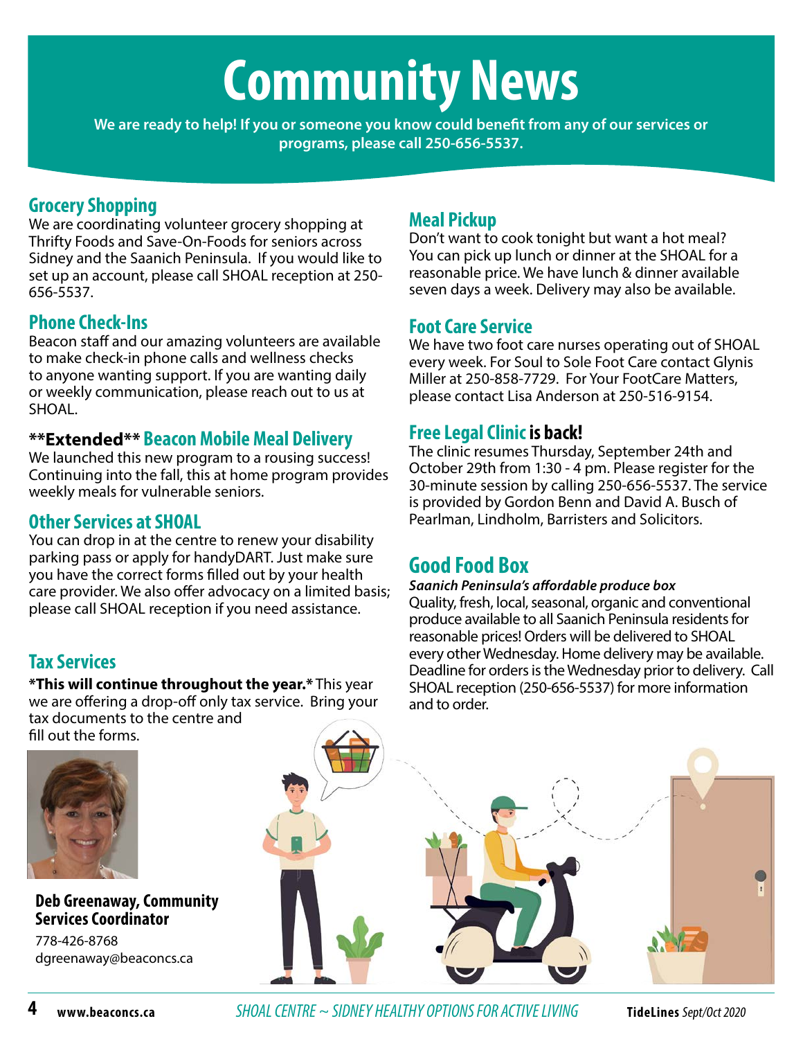# Community News

**We are ready to help! If you or someone you know could benefit from any of our services or programs, please call 250-656-5537.**

## Grocery Shopping

We are coordinating volunteer grocery shopping at Thrifty Foods and Save-On-Foods for seniors across Sidney and the Saanich Peninsula. If you would like to set up an account, please call SHOAL reception at 250-656-5537.

## Phone Check-Ins

Beacon staff and our amazing volunteers are available to make check-in phone calls and wellness checks to anyone wanting support. If you are wanting daily or weekly communication, please reach out to us at SHOAL.

## **Extended** Beacon Mobile Meal Delivery

We launched this new program to a rousing success! Continuing into the fall, this at home program provides weekly meals for vulnerable seniors.

## Other Services at SHOAL

You can drop in at the centre to renew your disability parking pass or apply for handyDART. Just make sure you have the correct forms filled out by your health care provider. We also offer advocacy on a limited basis; please call SHOAL reception if you need assistance.

## Tax Services

***This will continue throughout the year.*** This year we are offering a drop-off only tax service. Bring your tax documents to the centre and fill out the forms.

**Deb Greenaway, Community Services Coordinator**
778-426-8768
dgreenaway@beaconcs.ca

## Meal Pickup

Don't want to cook tonight but want a hot meal? You can pick up lunch or dinner at the SHOAL for a reasonable price. We have lunch & dinner available seven days a week. Delivery may also be available.

## Foot Care Service

We have two foot care nurses operating out of SHOAL every week. For Soul to Sole Foot Care contact Glynis Miller at 250-858-7729. For Your FootCare Matters, please contact Lisa Anderson at 250-516-9154.

## Free Legal Clinic is back!

The clinic resumes Thursday, September 24th and October 29th from 1:30 - 4 pm. Please register for the 30-minute session by calling 250-656-5537. The service is provided by Gordon Benn and David A. Busch of Pearlman, Lindholm, Barristers and Solicitors.

## Good Food Box

***Saanich Peninsula's affordable produce box***

Quality, fresh, local, seasonal, organic and conventional produce available to all Saanich Peninsula residents for reasonable prices! Orders will be delivered to SHOAL every other Wednesday. Home delivery may be available. Deadline for orders is the Wednesday prior to delivery. Call SHOAL reception (250-656-5537) for more information and to order.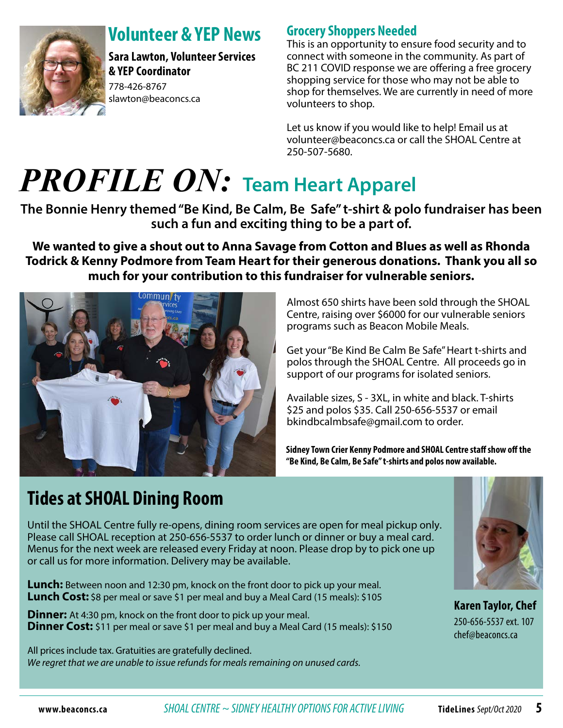## Volunteer & YEP News

**Sara Lawton, Volunteer Services & YEP Coordinator**
778-426-8767
slawton@beaconcs.ca

### Grocery Shoppers Needed

This is an opportunity to ensure food security and to connect with someone in the community. As part of BC 211 COVID response we are offering a free grocery shopping service for those who may not be able to shop for themselves. We are currently in need of more volunteers to shop.

Let us know if you would like to help! Email us at volunteer@beaconcs.ca or call the SHOAL Centre at 250-507-5680.

# *PROFILE ON:* Team Heart Apparel

**The Bonnie Henry themed "Be Kind, Be Calm, Be Safe" t-shirt & polo fundraiser has been such a fun and exciting thing to be a part of.**

**We wanted to give a shout out to Anna Savage from Cotton and Blues as well as Rhonda Todrick & Kenny Podmore from Team Heart for their generous donations. Thank you all so much for your contribution to this fundraiser for vulnerable seniors.**

Almost 650 shirts have been sold through the SHOAL Centre, raising over $6000 for our vulnerable seniors programs such as Beacon Mobile Meals.

Get your "Be Kind Be Calm Be Safe" Heart t-shirts and polos through the SHOAL Centre. All proceeds go in support of our programs for isolated seniors.

Available sizes, S - 3XL, in white and black. T-shirts $25 and polos $35. Call 250-656-5537 or email bkindbcalmbsafe@gmail.com to order.

**Sidney Town Crier Kenny Podmore and SHOAL Centre staff show off the "Be Kind, Be Calm, Be Safe" t-shirts and polos now available.**

## Tides at SHOAL Dining Room

Until the SHOAL Centre fully re-opens, dining room services are open for meal pickup only. Please call SHOAL reception at 250-656-5537 to order lunch or dinner or buy a meal card. Menus for the next week are released every Friday at noon. Please drop by to pick one up or call us for more information. Delivery may be available.

**Lunch:** Between noon and 12:30 pm, knock on the front door to pick up your meal.
**Lunch Cost:** $8 per meal or save $1 per meal and buy a Meal Card (15 meals): $105

**Dinner:** At 4:30 pm, knock on the front door to pick up your meal.
**Dinner Cost:** $11 per meal or save $1 per meal and buy a Meal Card (15 meals): $150

All prices include tax. Gratuities are gratefully declined.
*We regret that we are unable to issue refunds for meals remaining on unused cards.*

**Karen Taylor, Chef**
250-656-5537 ext. 107
chef@beaconcs.ca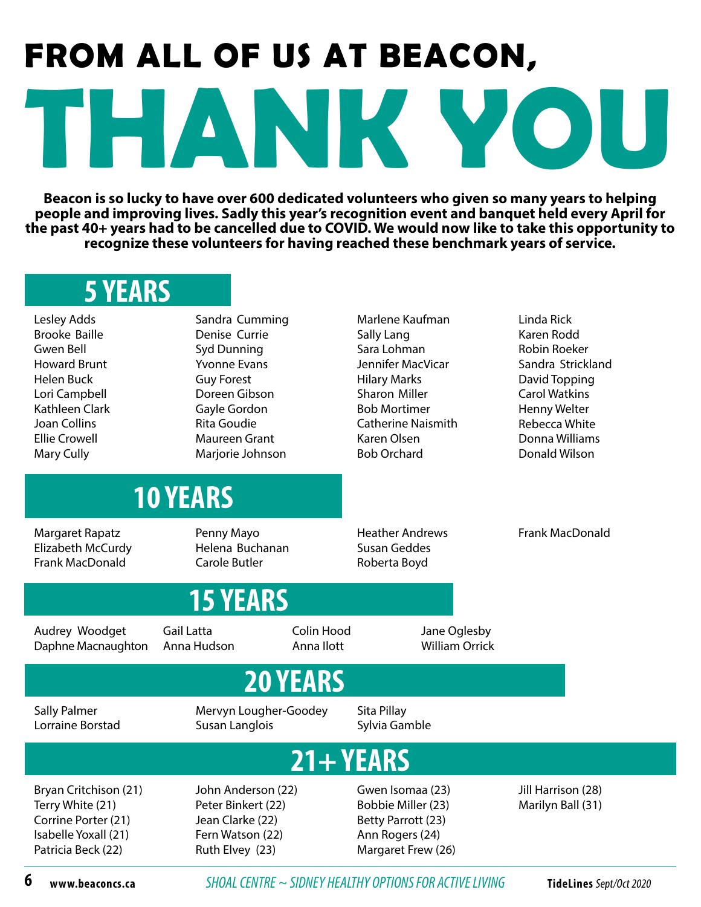# FROM ALL OF US AT BEACON,

# THANK YOU

**Beacon is so lucky to have over 600 dedicated volunteers who given so many years to helping people and improving lives. Sadly this year's recognition event and banquet held every April for the past 40+ years had to be cancelled due to COVID. We would now like to take this opportunity to recognize these volunteers for having reached these benchmark years of service.**

## 5 YEARS

Lesley Adds
Brooke Baille
Gwen Bell
Howard Brunt
Helen Buck
Lori Campbell
Kathleen Clark
Joan Collins
Ellie Crowell
Mary Cully
Sandra Cumming
Denise Currie
Syd Dunning
Yvonne Evans
Guy Forest
Doreen Gibson
Gayle Gordon
Rita Goudie
Maureen Grant
Marjorie Johnson
Marlene Kaufman
Sally Lang
Sara Lohman
Jennifer MacVicar
Hilary Marks
Sharon Miller
Bob Mortimer
Catherine Naismith
Karen Olsen
Bob Orchard
Linda Rick
Karen Rodd
Robin Roeker
Sandra Strickland
David Topping
Carol Watkins
Henny Welter
Rebecca White
Donna Williams
Donald Wilson

## 10 YEARS

Margaret Rapatz
Elizabeth McCurdy
Frank MacDonald
Penny Mayo
Helena Buchanan
Carole Butler
Heather Andrews
Susan Geddes
Roberta Boyd
Frank MacDonald

## 15 YEARS

Audrey Woodget
Daphne Macnaughton
Gail Latta
Anna Hudson
Colin Hood
Anna Ilott
Jane Oglesby
William Orrick

## 20 YEARS

Sally Palmer
Lorraine Borstad
Mervyn Lougher-Goodey
Susan Langlois
Sita Pillay
Sylvia Gamble

## 21+ YEARS

Bryan Critchison (21)
Terry White (21)
Corrine Porter (21)
Isabelle Yoxall (21)
Patricia Beck (22)
John Anderson (22)
Peter Binkert (22)
Jean Clarke (22)
Fern Watson (22)
Ruth Elvey (23)
Gwen Isomaa (23)
Bobbie Miller (23)
Betty Parrott (23)
Ann Rogers (24)
Margaret Frew (26)
Jill Harrison (28)
Marilyn Ball (31)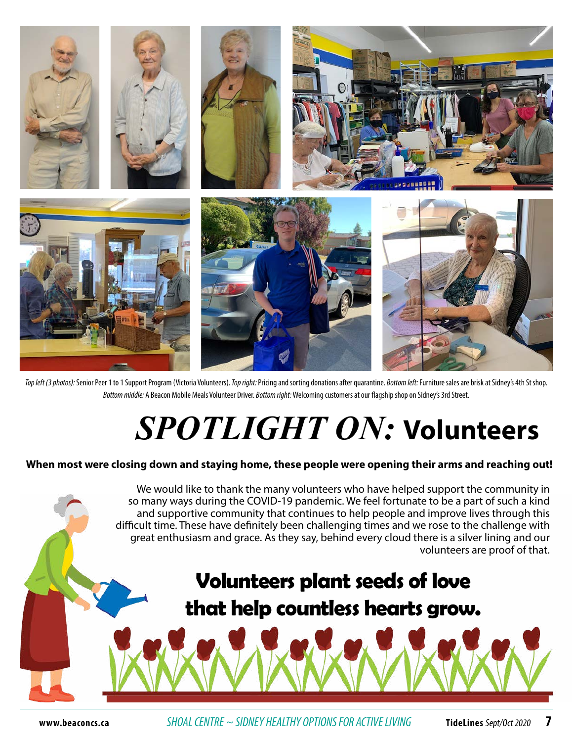*Top left (3 photos):* Senior Peer 1 to 1 Support Program (Victoria Volunteers). *Top right:* Pricing and sorting donations after quarantine. *Bottom left:* Furniture sales are brisk at Sidney's 4th St shop. *Bottom middle:* A Beacon Mobile Meals Volunteer Driver. *Bottom right:* Welcoming customers at our flagship shop on Sidney's 3rd Street.

# *SPOTLIGHT ON:* Volunteers

**When most were closing down and staying home, these people were opening their arms and reaching out!**

We would like to thank the many volunteers who have helped support the community in so many ways during the COVID-19 pandemic. We feel fortunate to be a part of such a kind and supportive community that continues to help people and improve lives through this difficult time. These have definitely been challenging times and we rose to the challenge with great enthusiasm and grace. As they say, behind every cloud there is a silver lining and our volunteers are proof of that.

**Volunteers plant seeds of love that help countless hearts grow.**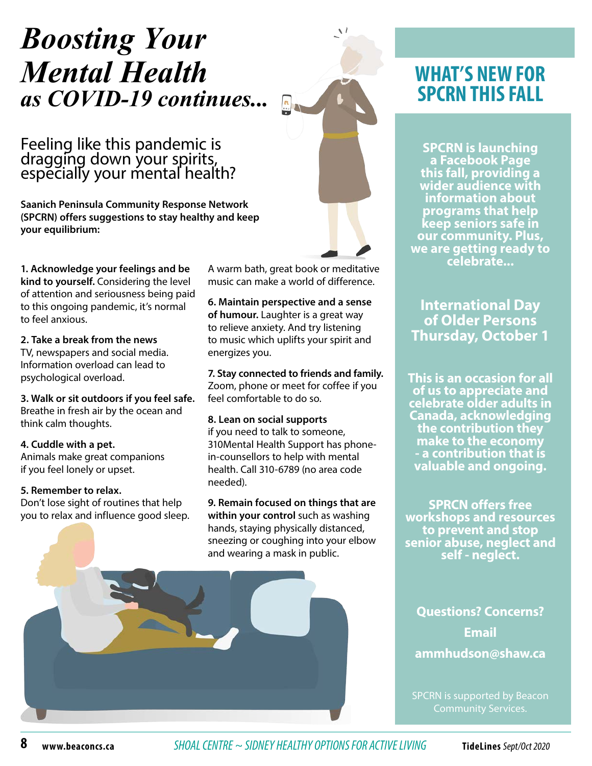# Boosting Your Mental Health *as COVID-19 continues...*

Feeling like this pandemic is dragging down your spirits, especially your mental health?

**Saanich Peninsula Community Response Network (SPCRN) offers suggestions to stay healthy and keep your equilibrium:**

**1. Acknowledge your feelings and be kind to yourself.** Considering the level of attention and seriousness being paid to this ongoing pandemic, it's normal to feel anxious.

**2. Take a break from the news** TV, newspapers and social media. Information overload can lead to psychological overload.

**3. Walk or sit outdoors if you feel safe.** Breathe in fresh air by the ocean and think calm thoughts.

**4. Cuddle with a pet.** Animals make great companions if you feel lonely or upset.

**5. Remember to relax.** Don't lose sight of routines that help you to relax and influence good sleep. A warm bath, great book or meditative music can make a world of difference.

**6. Maintain perspective and a sense of humour.** Laughter is a great way to relieve anxiety. And try listening to music which uplifts your spirit and energizes you.

**7. Stay connected to friends and family.** Zoom, phone or meet for coffee if you feel comfortable to do so.

**8. Lean on social supports** if you need to talk to someone, 310Mental Health Support has phone-in-counsellors to help with mental health. Call 310-6789 (no area code needed).

**9. Remain focused on things that are within your control** such as washing hands, staying physically distanced, sneezing or coughing into your elbow and wearing a mask in public.

## WHAT'S NEW FOR SPCRN THIS FALL

**SPCRN is launching a Facebook Page this fall, providing a wider audience with information about programs that help keep seniors safe in our community. Plus, we are getting ready to celebrate...**

**International Day of Older Persons Thursday, October 1**

**This is an occasion for all of us to appreciate and celebrate older adults in Canada, acknowledging the contribution they make to the economy - a contribution that is valuable and ongoing.**

**SPRCN offers free workshops and resources to prevent and stop senior abuse, neglect and self - neglect.**

**Questions? Concerns?**

**Email**

**ammhudson@shaw.ca**

SPCRN is supported by Beacon Community Services.